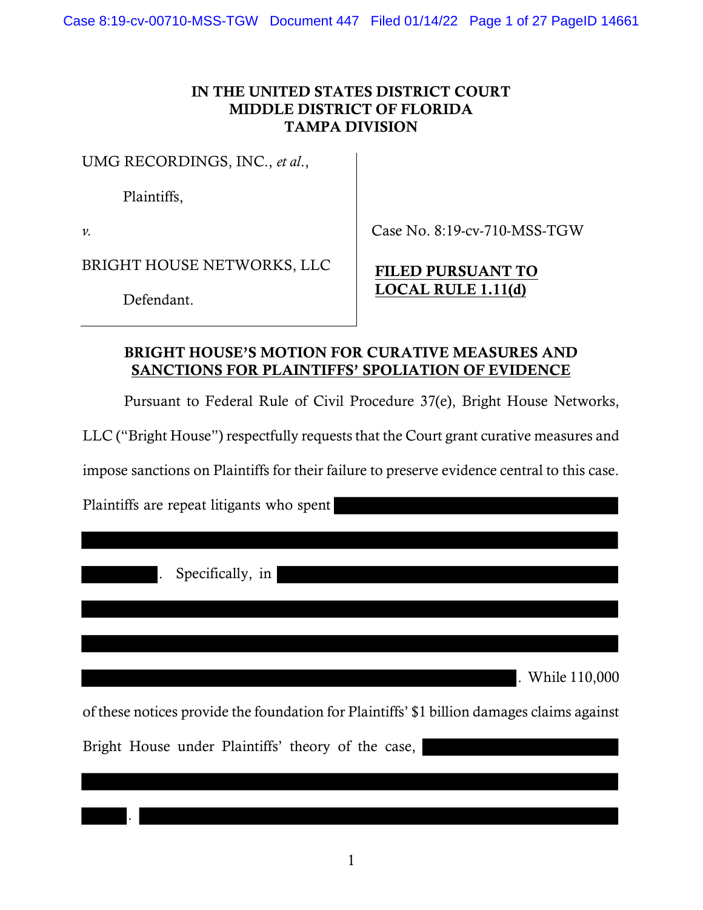IN THE UNITED STATES DISTRICT COURT
MIDDLE DISTRICT OF FLORIDA
TAMPA DIVISION

UMG RECORDINGS, INC., *et al.*,

Plaintiffs,

*v.*

BRIGHT HOUSE NETWORKS, LLC

Defendant.

Case No. 8:19-cv-710-MSS-TGW

**FILED PURSUANT TO LOCAL RULE 1.11(d)**

## BRIGHT HOUSE'S MOTION FOR CURATIVE MEASURES AND SANCTIONS FOR PLAINTIFFS' SPOLIATION OF EVIDENCE

Pursuant to Federal Rule of Civil Procedure 37(e), Bright House Networks, LLC ("Bright House") respectfully requests that the Court grant curative measures and impose sanctions on Plaintiffs for their failure to preserve evidence central to this case. Plaintiffs are repeat litigants who spent [REDACTED]. Specifically, in [REDACTED]. While 110,000 of these notices provide the foundation for Plaintiffs' $1 billion damages claims against Bright House under Plaintiffs' theory of the case, [REDACTED]. [REDACTED]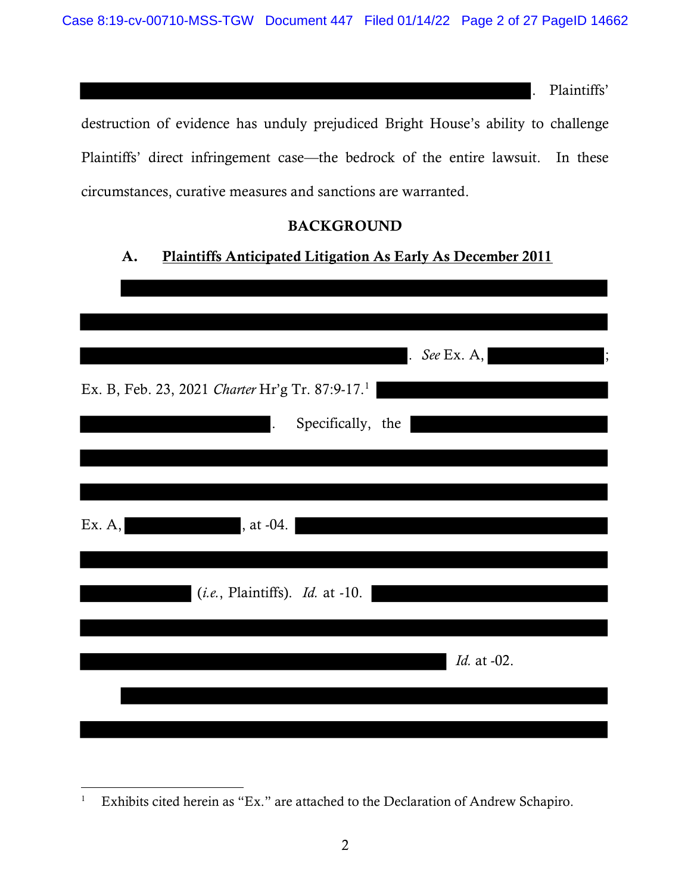. Plaintiffs' destruction of evidence has unduly prejudiced Bright House's ability to challenge Plaintiffs' direct infringement case—the bedrock of the entire lawsuit. In these circumstances, curative measures and sanctions are warranted.

## BACKGROUND

### A. Plaintiffs Anticipated Litigation As Early As December 2011

. *See* Ex. A, ; Ex. B, Feb. 23, 2021 *Charter* Hr'g Tr. 87:9-17.[1] . Specifically, the

Ex. A, , at -04.

(*i.e.*, Plaintiffs). *Id.* at -10.

*Id.* at -02.

---

[1] Exhibits cited herein as "Ex." are attached to the Declaration of Andrew Schapiro.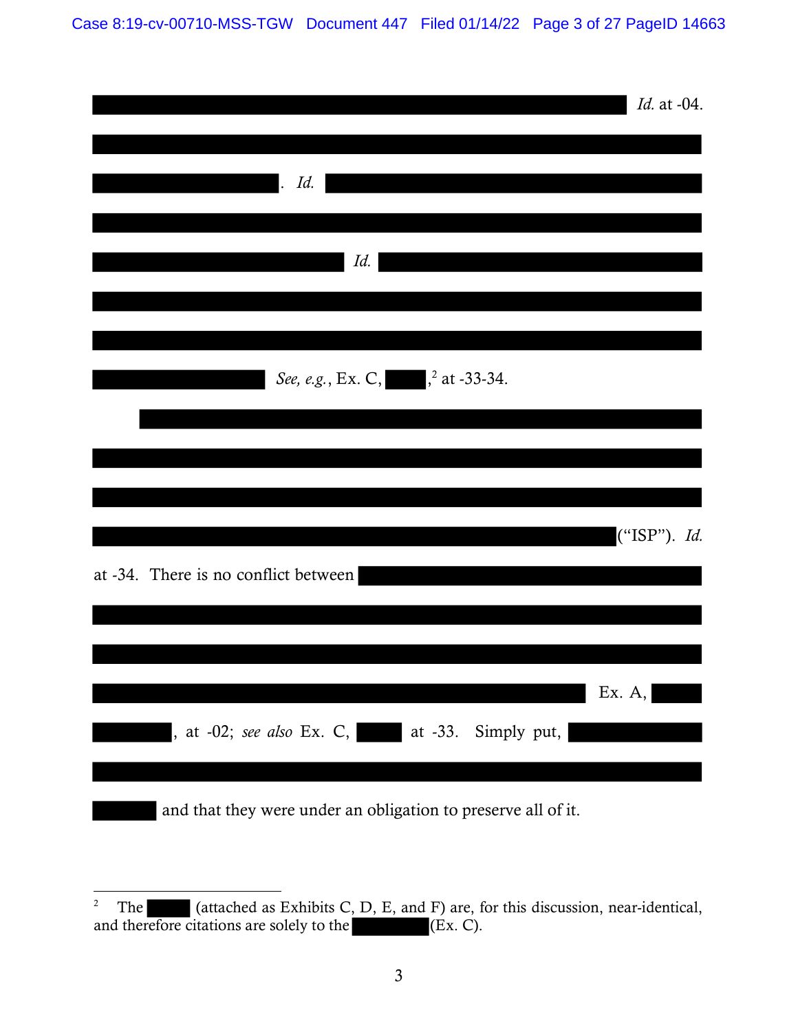*Id.* at -04.

. *Id.*

*Id.*

*See, e.g.*, Ex. C, ,[2] at -33-34.

(“ISP”). *Id.* at -34. There is no conflict between Ex. A, , at -02; *see also* Ex. C, at -33. Simply put, and that they were under an obligation to preserve all of it.

---

[2] The (attached as Exhibits C, D, E, and F) are, for this discussion, near-identical, and therefore citations are solely to the (Ex. C).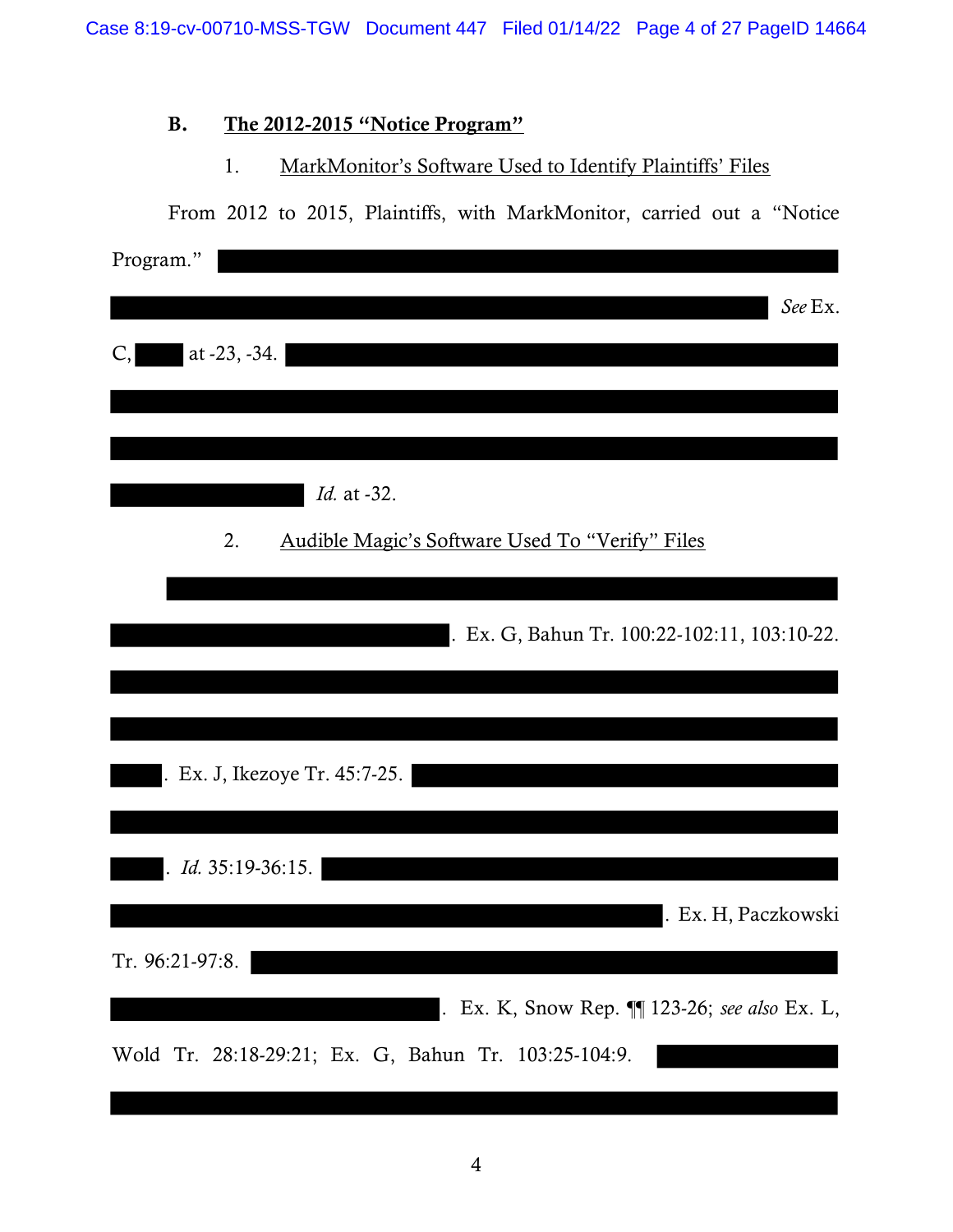### B. The 2012-2015 "Notice Program"

#### 1. MarkMonitor's Software Used to Identify Plaintiffs' Files

From 2012 to 2015, Plaintiffs, with MarkMonitor, carried out a "Notice Program." ███ *See* Ex. C, ███ at -23, -34. ███ *Id.* at -32.

#### 2. Audible Magic's Software Used To "Verify" Files

███. Ex. G, Bahun Tr. 100:22-102:11, 103:10-22. ███. Ex. J, Ikezoye Tr. 45:7-25. ███. *Id.* 35:19-36:15. ███. Ex. H, Paczkowski Tr. 96:21-97:8. ███. Ex. K, Snow Rep. ¶¶ 123-26; *see also* Ex. L, Wold Tr. 28:18-29:21; Ex. G, Bahun Tr. 103:25-104:9. ███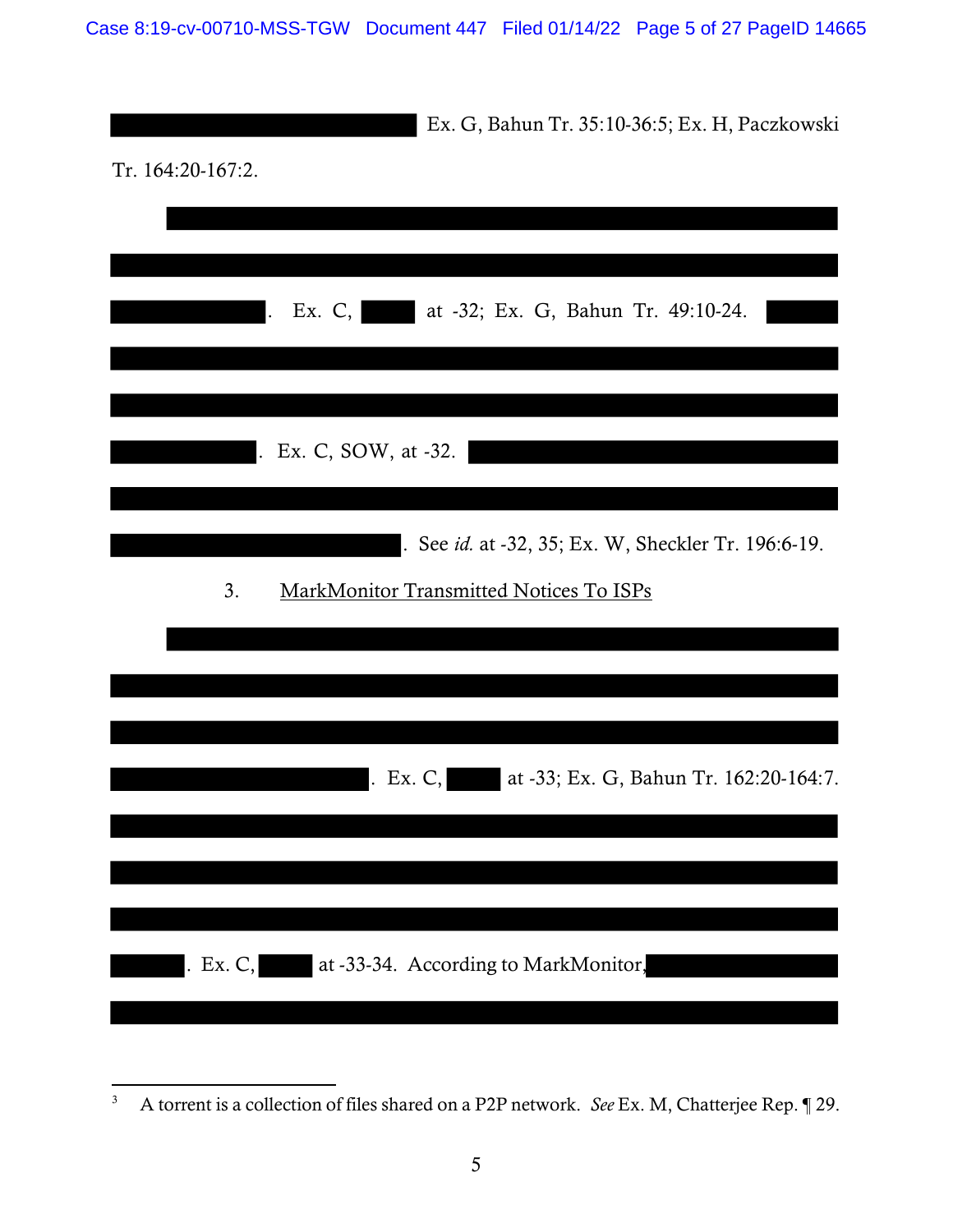[REDACTED] Ex. G, Bahun Tr. 35:10-36:5; Ex. H, Paczkowski Tr. 164:20-167:2.

[REDACTED]. Ex. C, [REDACTED] at -32; Ex. G, Bahun Tr. 49:10-24. [REDACTED]. Ex. C, SOW, at -32. [REDACTED]. See *id.* at -32, 35; Ex. W, Sheckler Tr. 196:6-19.

3. MarkMonitor Transmitted Notices To ISPs

[REDACTED]. Ex. C, [REDACTED] at -33; Ex. G, Bahun Tr. 162:20-164:7. [REDACTED]. Ex. C, [REDACTED] at -33-34. According to MarkMonitor, [REDACTED]

---

[3] A torrent is a collection of files shared on a P2P network. *See* Ex. M, Chatterjee Rep. ¶ 29.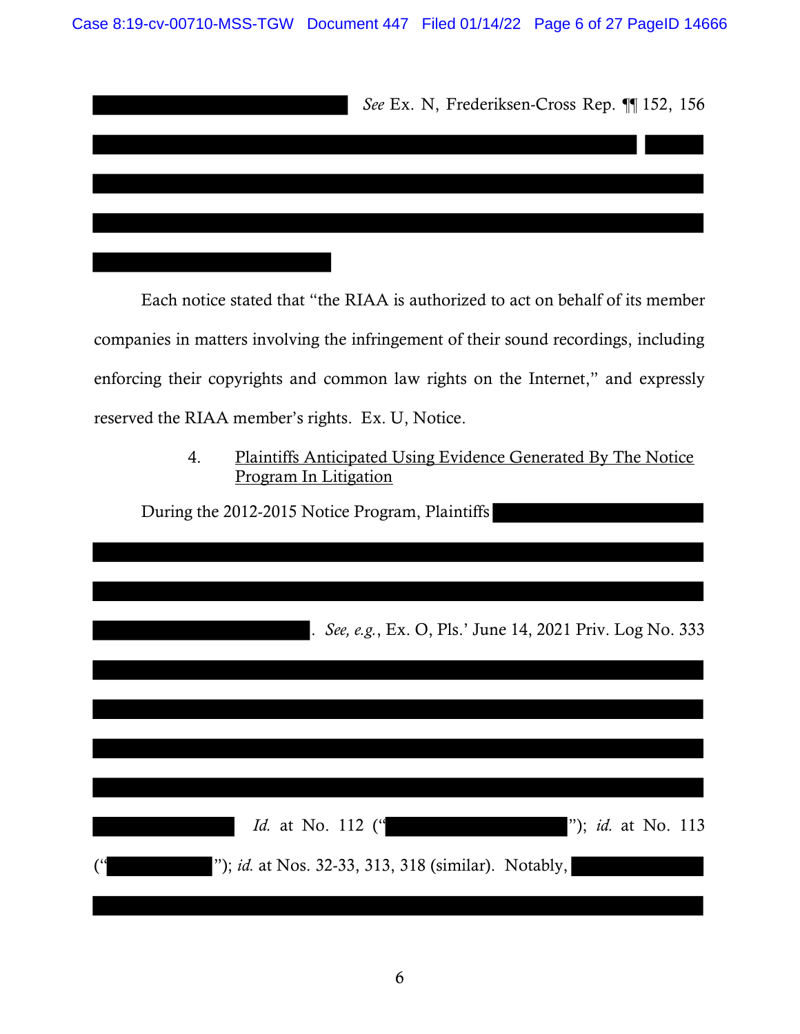*See* Ex. N, Frederiksen-Cross Rep. ¶¶ 152, 156

Each notice stated that "the RIAA is authorized to act on behalf of its member companies in matters involving the infringement of their sound recordings, including enforcing their copyrights and common law rights on the Internet," and expressly reserved the RIAA member's rights. Ex. U, Notice.

4. Plaintiffs Anticipated Using Evidence Generated By The Notice Program In Litigation

During the 2012-2015 Notice Program, Plaintiffs

. *See, e.g.*, Ex. O, Pls.' June 14, 2021 Priv. Log No. 333

*Id.* at No. 112 (""); *id.* at No. 113 (""); *id.* at Nos. 32-33, 313, 318 (similar). Notably,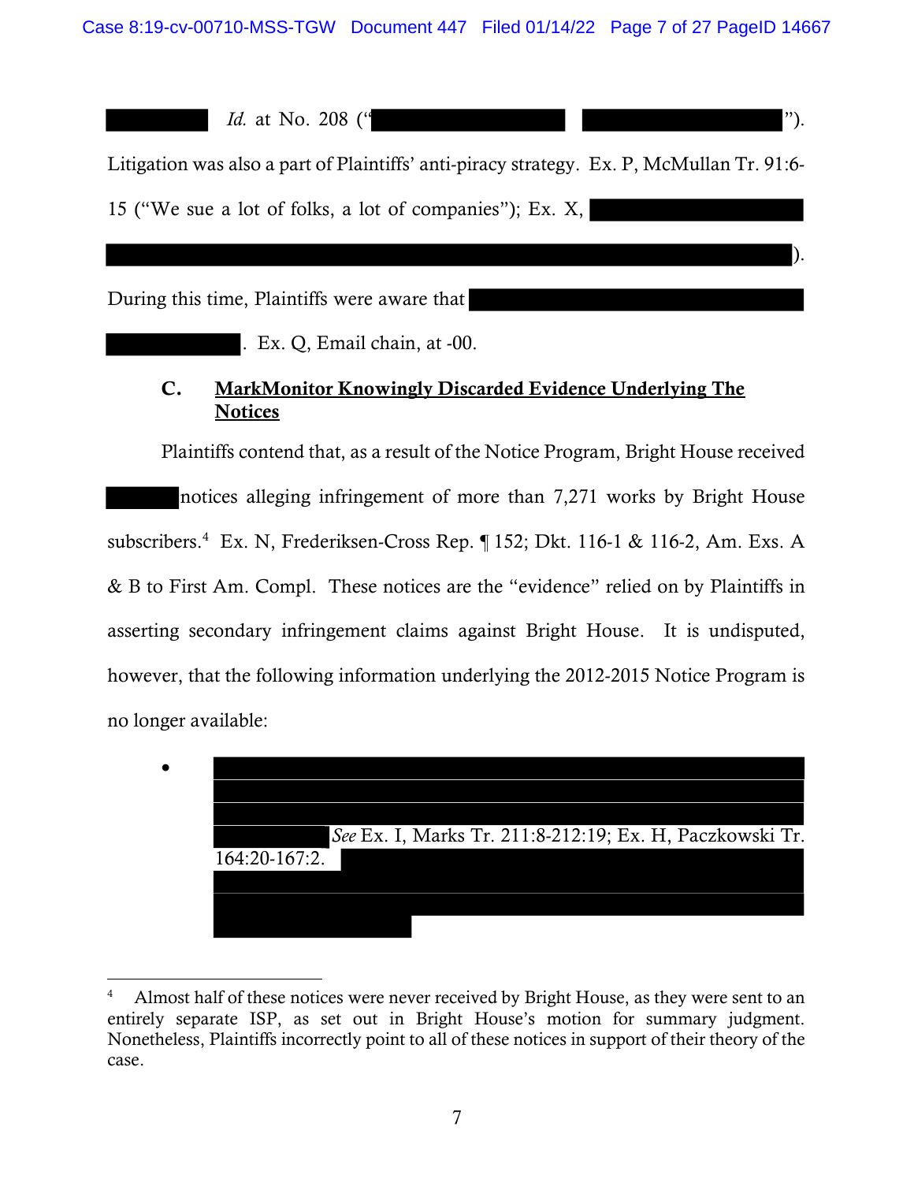█████ *Id.* at No. 208 ("████████ ████████").

Litigation was also a part of Plaintiffs' anti-piracy strategy. Ex. P, McMullan Tr. 91:6-15 ("We sue a lot of folks, a lot of companies"); Ex. X, ████████████ ████████████████████████████████████).

During this time, Plaintiffs were aware that ████████████████ ██████. Ex. Q, Email chain, at -00.

### C. <u>MarkMonitor Knowingly Discarded Evidence Underlying The Notices</u>

Plaintiffs contend that, as a result of the Notice Program, Bright House received ████ notices alleging infringement of more than 7,271 works by Bright House subscribers.[4] Ex. N, Frederiksen-Cross Rep. ¶ 152; Dkt. 116-1 & 116-2, Am. Exs. A & B to First Am. Compl. These notices are the "evidence" relied on by Plaintiffs in asserting secondary infringement claims against Bright House. It is undisputed, however, that the following information underlying the 2012-2015 Notice Program is no longer available:

- ████████████████████████████████ ████████████████████████████████ ████████████████████████████████ ██████ *See* Ex. I, Marks Tr. 211:8-212:19; Ex. H, Paczkowski Tr. 164:20-167:2. ████████████████████ ████████████████████████████████ ██████████

---

[4] Almost half of these notices were never received by Bright House, as they were sent to an entirely separate ISP, as set out in Bright House's motion for summary judgment. Nonetheless, Plaintiffs incorrectly point to all of these notices in support of their theory of the case.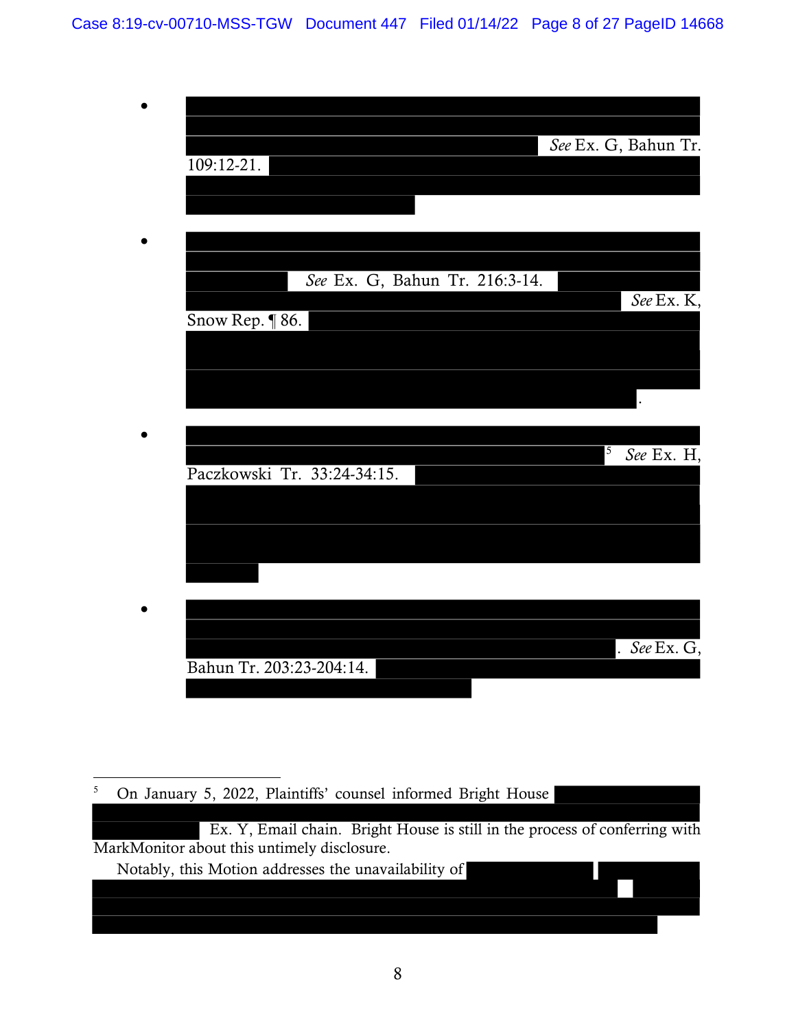- See Ex. G, Bahun Tr. 109:12-21.

- See Ex. G, Bahun Tr. 216:3-14. See Ex. K, Snow Rep. ¶ 86. .

- [5] See Ex. H, Paczkowski Tr. 33:24-34:15.

- . See Ex. G, Bahun Tr. 203:23-204:14.

---

[5] On January 5, 2022, Plaintiffs' counsel informed Bright House Ex. Y, Email chain. Bright House is still in the process of conferring with MarkMonitor about this untimely disclosure.

Notably, this Motion addresses the unavailability of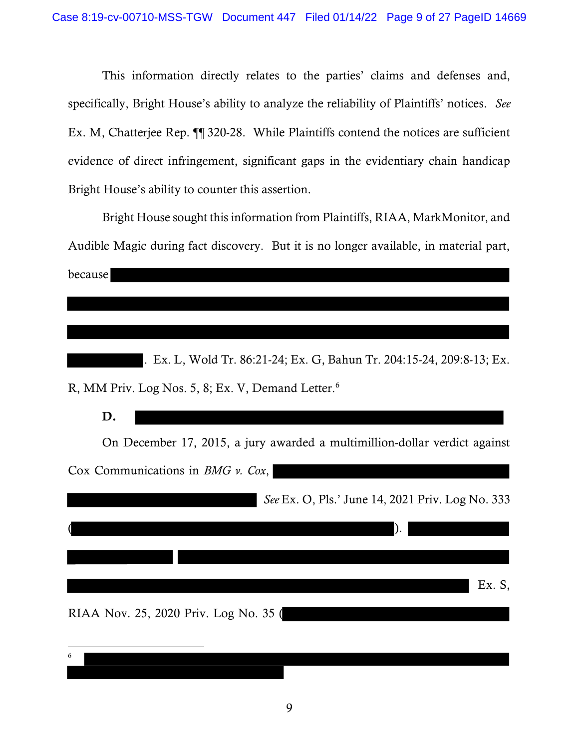This information directly relates to the parties' claims and defenses and, specifically, Bright House's ability to analyze the reliability of Plaintiffs' notices. *See* Ex. M, Chatterjee Rep. ¶¶ 320-28. While Plaintiffs contend the notices are sufficient evidence of direct infringement, significant gaps in the evidentiary chain handicap Bright House's ability to counter this assertion.

Bright House sought this information from Plaintiffs, RIAA, MarkMonitor, and Audible Magic during fact discovery. But it is no longer available, in material part, because [REDACTED]. Ex. L, Wold Tr. 86:21-24; Ex. G, Bahun Tr. 204:15-24, 209:8-13; Ex. R, MM Priv. Log Nos. 5, 8; Ex. V, Demand Letter.[6]

**D.** [REDACTED]

On December 17, 2015, a jury awarded a multimillion-dollar verdict against Cox Communications in *BMG v. Cox*, [REDACTED] *See* Ex. O, Pls.' June 14, 2021 Priv. Log No. 333 ([REDACTED]). [REDACTED] Ex. S, RIAA Nov. 25, 2020 Priv. Log No. 35 ([REDACTED]

[6] [REDACTED]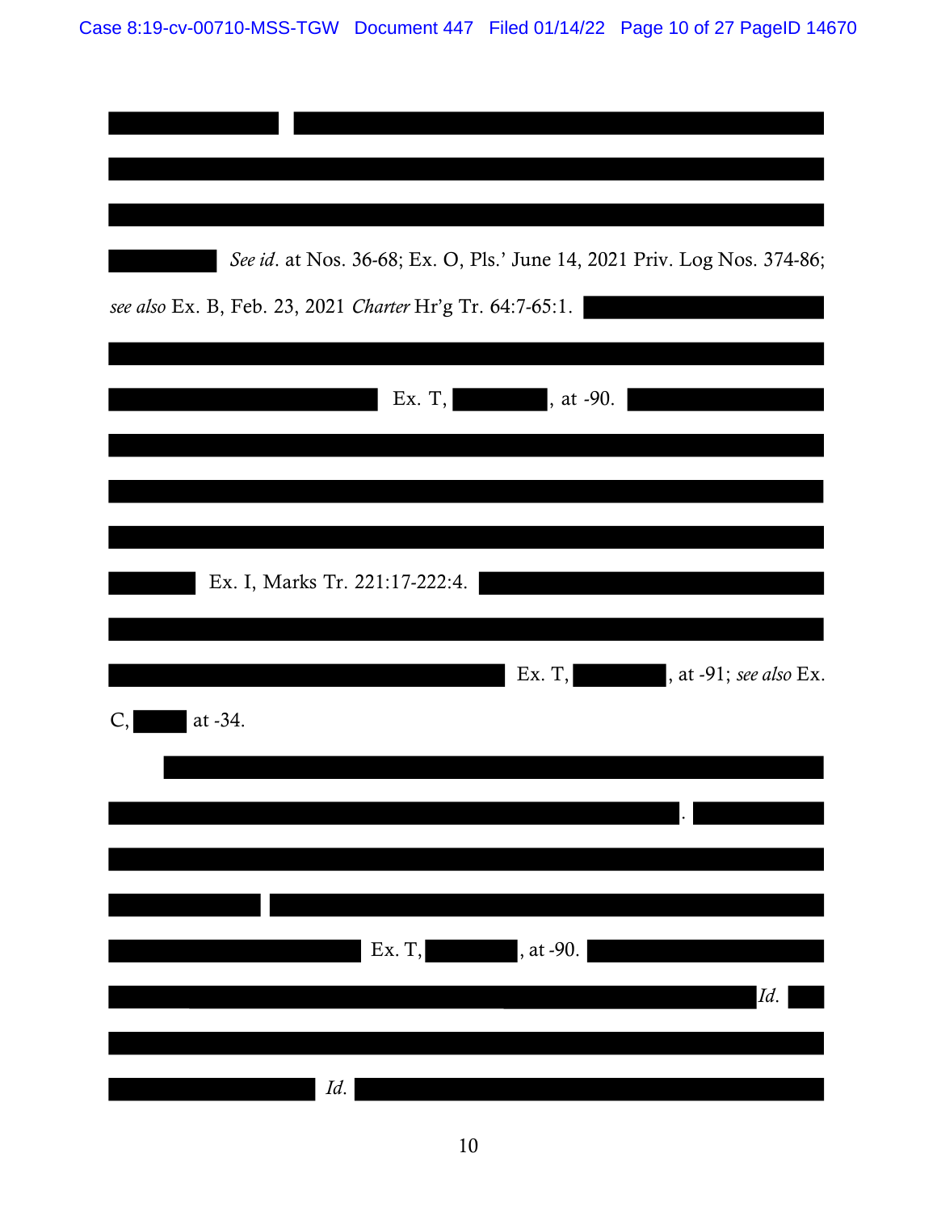*See id.* at Nos. 36-68; Ex. O, Pls.' June 14, 2021 Priv. Log Nos. 374-86; *see also* Ex. B, Feb. 23, 2021 *Charter* Hr'g Tr. 64:7-65:1.

Ex. T, , at -90.

Ex. I, Marks Tr. 221:17-222:4.

Ex. T, , at -91; *see also* Ex. C, at -34.

.

Ex. T, , at -90.

*Id.*

*Id.*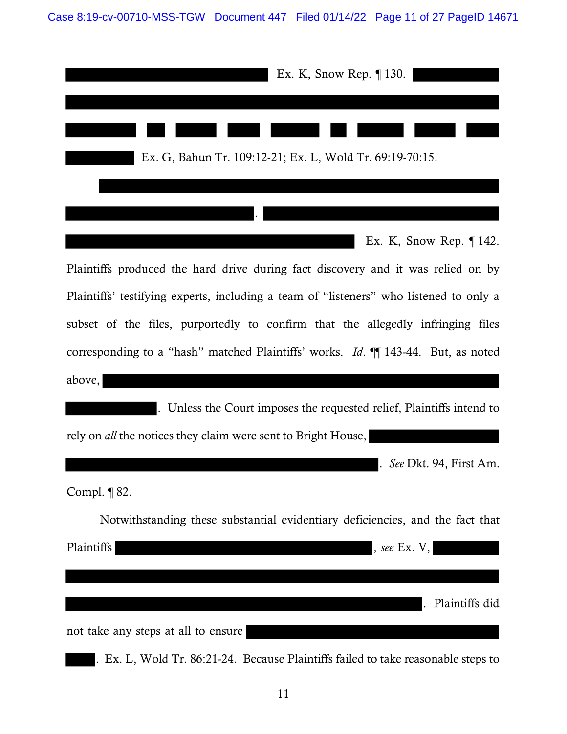Ex. K, Snow Rep. ¶ 130.

Ex. G, Bahun Tr. 109:12-21; Ex. L, Wold Tr. 69:19-70:15.

. Ex. K, Snow Rep. ¶ 142. Plaintiffs produced the hard drive during fact discovery and it was relied on by Plaintiffs' testifying experts, including a team of "listeners" who listened to only a subset of the files, purportedly to confirm that the allegedly infringing files corresponding to a "hash" matched Plaintiffs' works. *Id*. ¶¶ 143-44. But, as noted above, . Unless the Court imposes the requested relief, Plaintiffs intend to rely on *all* the notices they claim were sent to Bright House, . *See* Dkt. 94, First Am. Compl. ¶ 82.

Notwithstanding these substantial evidentiary deficiencies, and the fact that Plaintiffs , *see* Ex. V, . Plaintiffs did not take any steps at all to ensure . Ex. L, Wold Tr. 86:21-24. Because Plaintiffs failed to take reasonable steps to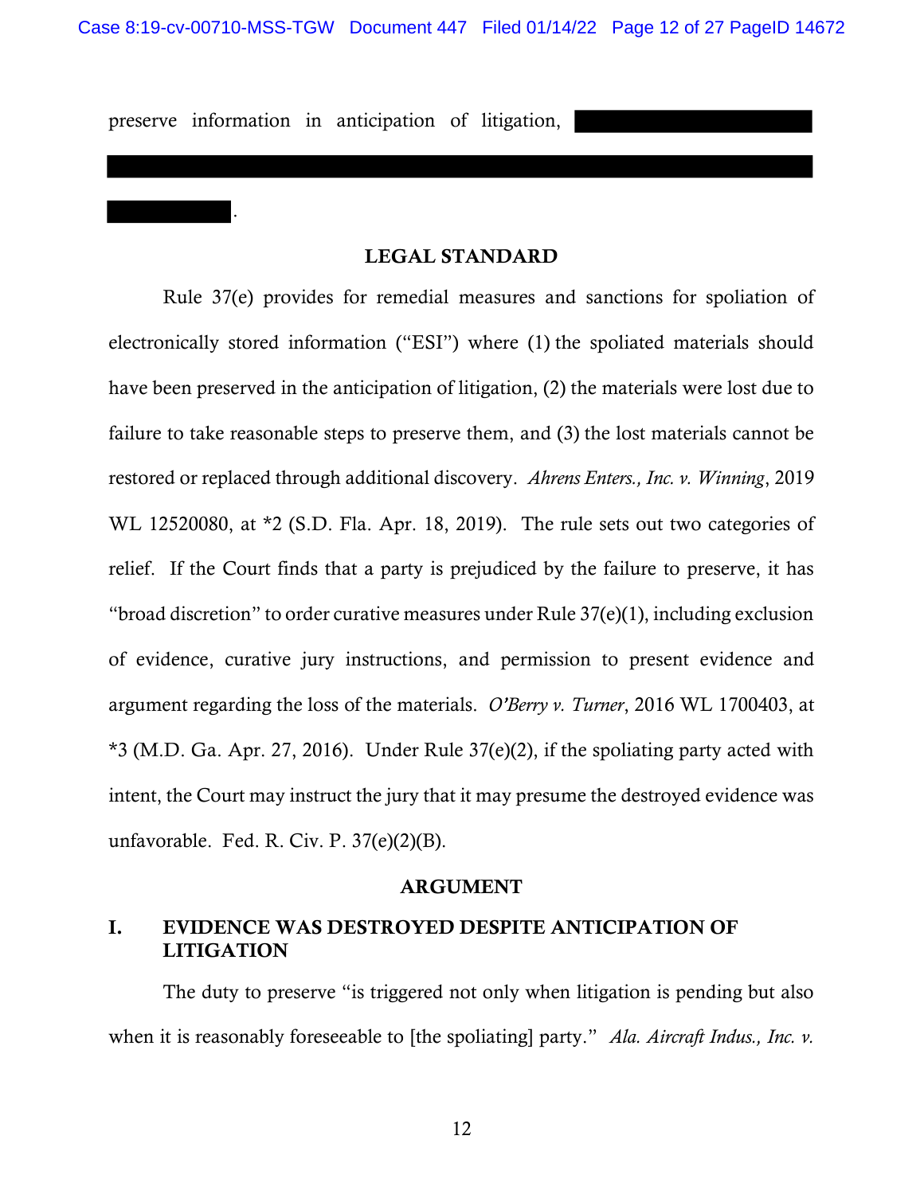preserve information in anticipation of litigation, [REDACTED]

[REDACTED].

## LEGAL STANDARD

Rule 37(e) provides for remedial measures and sanctions for spoliation of electronically stored information ("ESI") where (1) the spoliated materials should have been preserved in the anticipation of litigation, (2) the materials were lost due to failure to take reasonable steps to preserve them, and (3) the lost materials cannot be restored or replaced through additional discovery. *Ahrens Enters., Inc. v. Winning*, 2019 WL 12520080, at *2 (S.D. Fla. Apr. 18, 2019). The rule sets out two categories of relief. If the Court finds that a party is prejudiced by the failure to preserve, it has "broad discretion" to order curative measures under Rule 37(e)(1), including exclusion of evidence, curative jury instructions, and permission to present evidence and argument regarding the loss of the materials. *O'Berry v. Turner*, 2016 WL 1700403, at *3 (M.D. Ga. Apr. 27, 2016). Under Rule 37(e)(2), if the spoliating party acted with intent, the Court may instruct the jury that it may presume the destroyed evidence was unfavorable. Fed. R. Civ. P. 37(e)(2)(B).

## ARGUMENT

### I. EVIDENCE WAS DESTROYED DESPITE ANTICIPATION OF LITIGATION

The duty to preserve "is triggered not only when litigation is pending but also when it is reasonably foreseeable to [the spoliating] party." *Ala. Aircraft Indus., Inc. v.*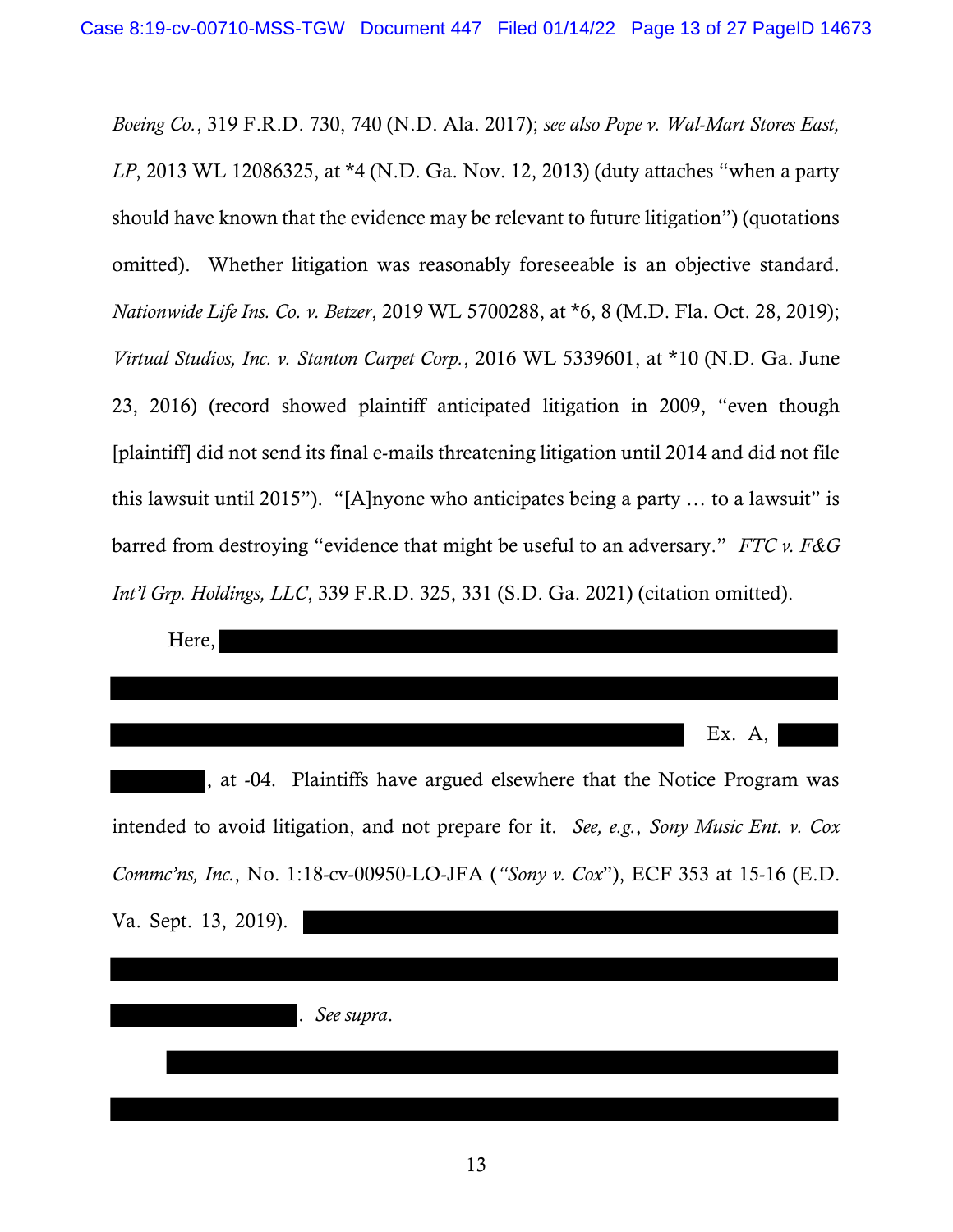*Boeing Co.*, 319 F.R.D. 730, 740 (N.D. Ala. 2017); *see also Pope v. Wal-Mart Stores East, LP*, 2013 WL 12086325, at *4 (N.D. Ga. Nov. 12, 2013) (duty attaches "when a party should have known that the evidence may be relevant to future litigation") (quotations omitted). Whether litigation was reasonably foreseeable is an objective standard. *Nationwide Life Ins. Co. v. Betzer*, 2019 WL 5700288, at *6, 8 (M.D. Fla. Oct. 28, 2019); *Virtual Studios, Inc. v. Stanton Carpet Corp.*, 2016 WL 5339601, at *10 (N.D. Ga. June 23, 2016) (record showed plaintiff anticipated litigation in 2009, "even though [plaintiff] did not send its final e-mails threatening litigation until 2014 and did not file this lawsuit until 2015"). "[A]nyone who anticipates being a party … to a lawsuit" is barred from destroying "evidence that might be useful to an adversary." *FTC v. F&G Int'l Grp. Holdings, LLC*, 339 F.R.D. 325, 331 (S.D. Ga. 2021) (citation omitted).

Here, [REDACTED] Ex. A, [REDACTED], at -04. Plaintiffs have argued elsewhere that the Notice Program was intended to avoid litigation, and not prepare for it. *See, e.g.*, *Sony Music Ent. v. Cox Commc'ns, Inc.*, No. 1:18-cv-00950-LO-JFA (*"Sony v. Cox"*), ECF 353 at 15-16 (E.D. Va. Sept. 13, 2019). [REDACTED]. *See supra*.

[REDACTED]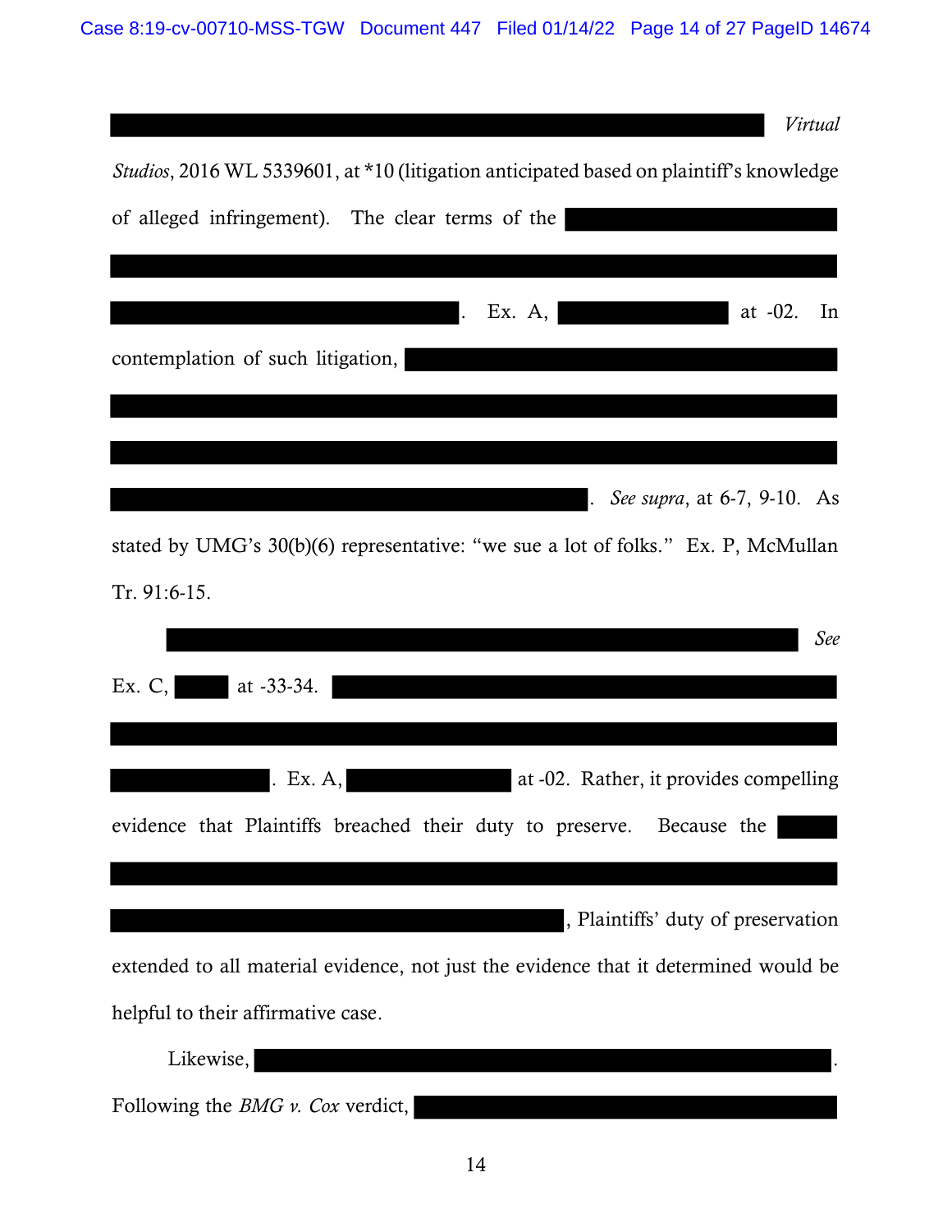█████████████████████████████████ *Virtual Studios*, 2016 WL 5339601, at *10 (litigation anticipated based on plaintiff's knowledge of alleged infringement). The clear terms of the ████████████ ████████████████████████████████████████ ████████████████. Ex. A, ████████ at -02. In contemplation of such litigation, ████████████████████ ████████████████████████████████████████ ████████████████████████████████████████ █████████████████████. *See supra*, at 6-7, 9-10. As stated by UMG's 30(b)(6) representative: "we sue a lot of folks." Ex. P, McMullan Tr. 91:6-15.

████████████████████████████████ *See* Ex. C, ███ at -33-34. ████████████████████████ ████████████████████████████████████████ ███████. Ex. A, ████████ at -02. Rather, it provides compelling evidence that Plaintiffs breached their duty to preserve. Because the ███ ████████████████████████████████████████ ████████████████████, Plaintiffs' duty of preservation extended to all material evidence, not just the evidence that it determined would be helpful to their affirmative case.

Likewise, ████████████████████████████████. Following the *BMG v. Cox* verdict, ████████████████████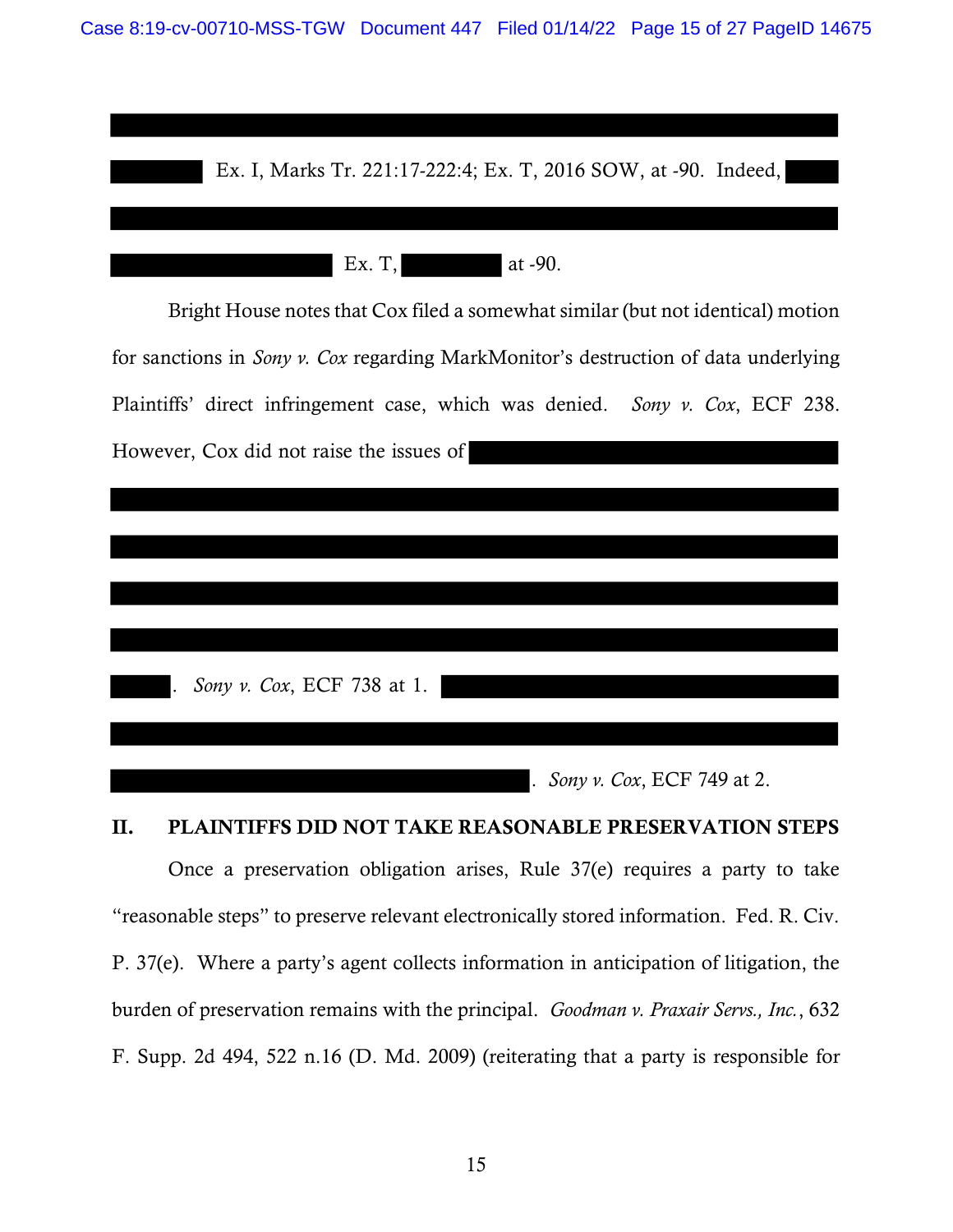Ex. I, Marks Tr. 221:17-222:4; Ex. T, 2016 SOW, at -90. Indeed,

Ex. T, at -90.

Bright House notes that Cox filed a somewhat similar (but not identical) motion for sanctions in *Sony v. Cox* regarding MarkMonitor's destruction of data underlying Plaintiffs' direct infringement case, which was denied. *Sony v. Cox*, ECF 238. However, Cox did not raise the issues of

. *Sony v. Cox*, ECF 738 at 1.

. *Sony v. Cox*, ECF 749 at 2.

## II. PLAINTIFFS DID NOT TAKE REASONABLE PRESERVATION STEPS

Once a preservation obligation arises, Rule 37(e) requires a party to take "reasonable steps" to preserve relevant electronically stored information. Fed. R. Civ. P. 37(e). Where a party's agent collects information in anticipation of litigation, the burden of preservation remains with the principal. *Goodman v. Praxair Servs., Inc.*, 632 F. Supp. 2d 494, 522 n.16 (D. Md. 2009) (reiterating that a party is responsible for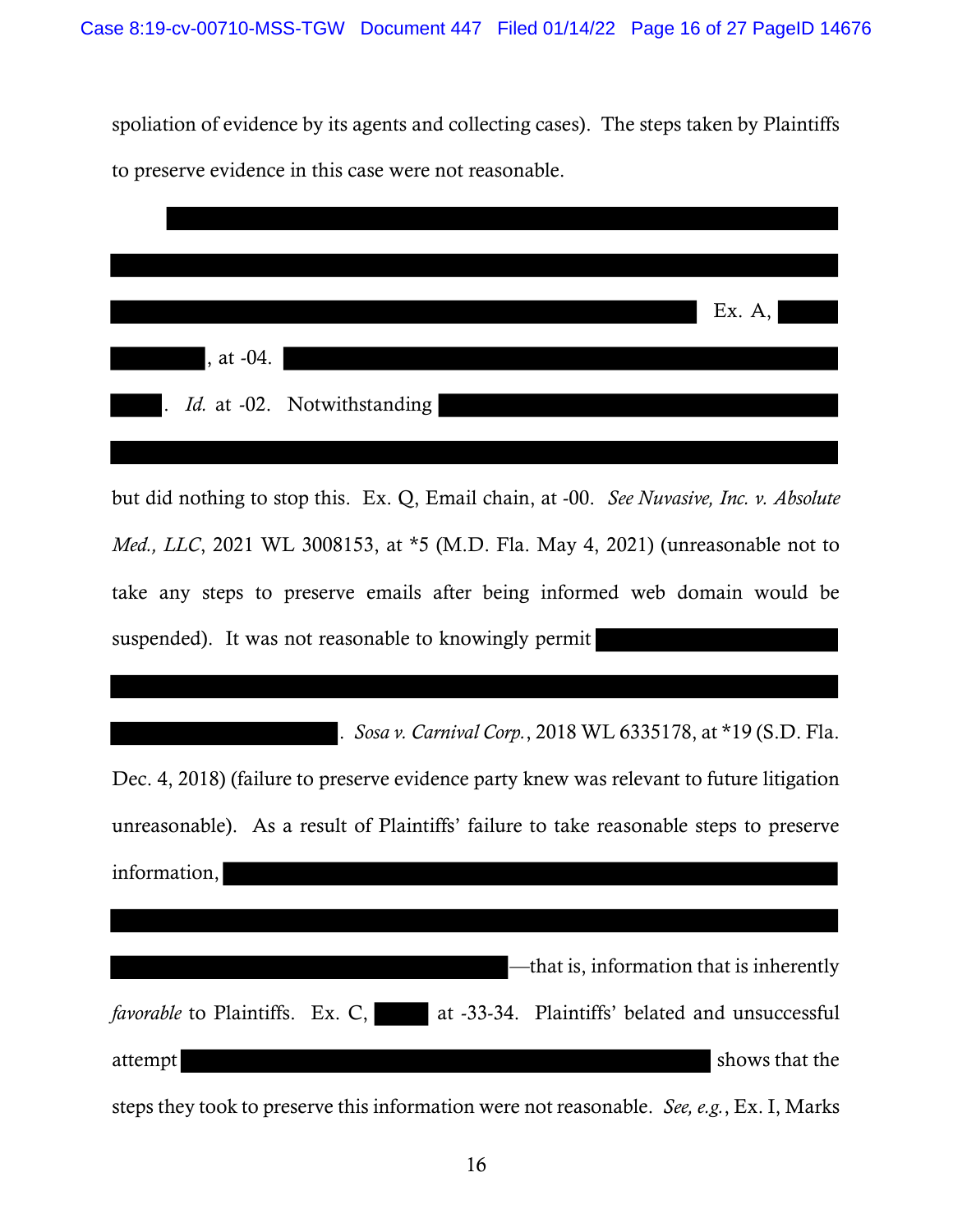spoliation of evidence by its agents and collecting cases). The steps taken by Plaintiffs to preserve evidence in this case were not reasonable.

[REDACTED] Ex. A, [REDACTED], at -04. [REDACTED]. *Id.* at -02. Notwithstanding [REDACTED] but did nothing to stop this. Ex. Q, Email chain, at -00. *See Nuvasive, Inc. v. Absolute Med., LLC*, 2021 WL 3008153, at *5 (M.D. Fla. May 4, 2021) (unreasonable not to take any steps to preserve emails after being informed web domain would be suspended). It was not reasonable to knowingly permit [REDACTED]. *Sosa v. Carnival Corp.*, 2018 WL 6335178, at *19 (S.D. Fla. Dec. 4, 2018) (failure to preserve evidence party knew was relevant to future litigation unreasonable). As a result of Plaintiffs' failure to take reasonable steps to preserve information, [REDACTED]—that is, information that is inherently *favorable* to Plaintiffs. Ex. C, [REDACTED] at -33-34. Plaintiffs' belated and unsuccessful attempt [REDACTED] shows that the steps they took to preserve this information were not reasonable. *See, e.g.*, Ex. I, Marks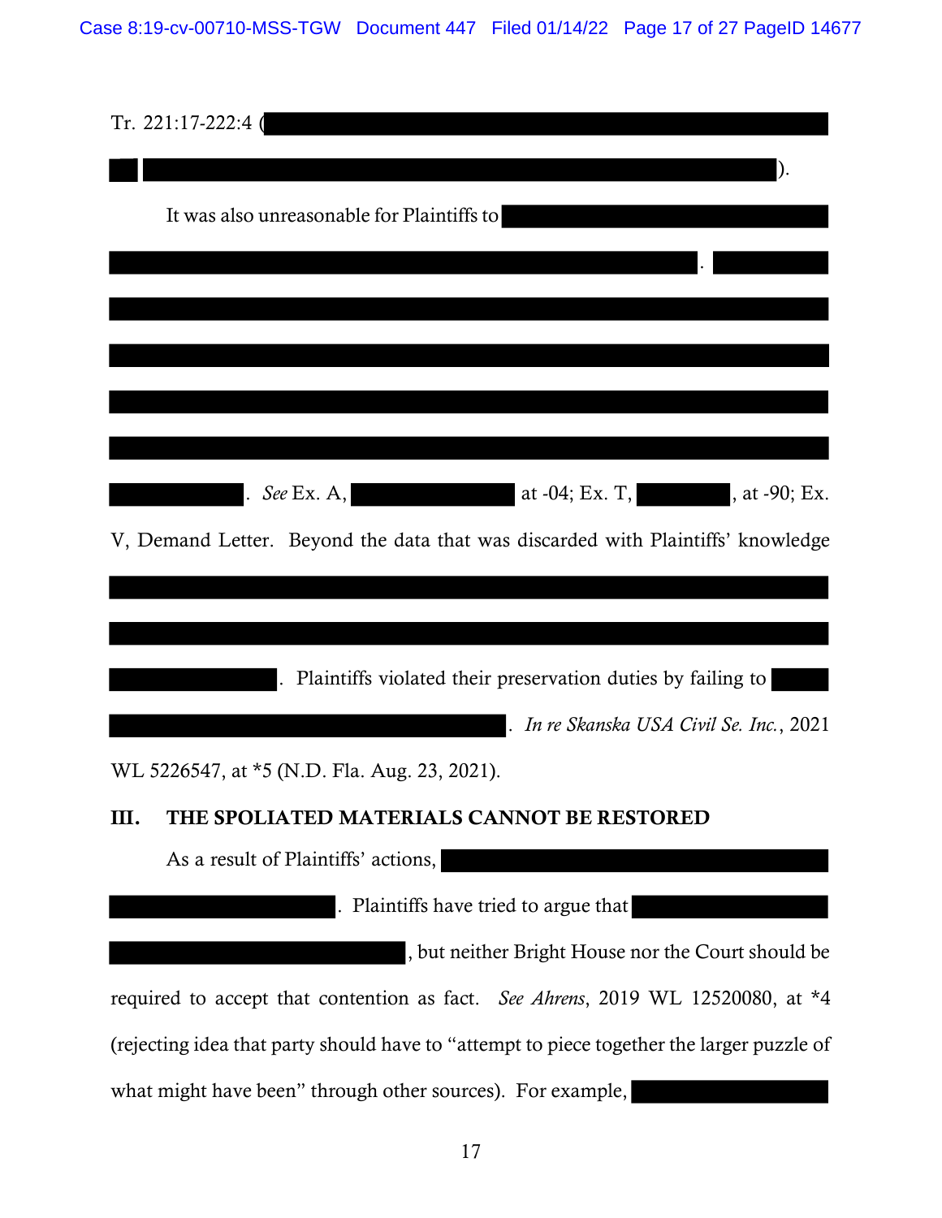Tr. 221:17-222:4 ( ).

It was also unreasonable for Plaintiffs to . *See* Ex. A, at -04; Ex. T, , at -90; Ex. V, Demand Letter. Beyond the data that was discarded with Plaintiffs' knowledge . Plaintiffs violated their preservation duties by failing to . *In re Skanska USA Civil Se. Inc.*, 2021 WL 5226547, at *5 (N.D. Fla. Aug. 23, 2021).

## III. THE SPOLIATED MATERIALS CANNOT BE RESTORED

As a result of Plaintiffs' actions, . Plaintiffs have tried to argue that , but neither Bright House nor the Court should be required to accept that contention as fact. *See Ahrens*, 2019 WL 12520080, at *4 (rejecting idea that party should have to "attempt to piece together the larger puzzle of what might have been" through other sources). For example,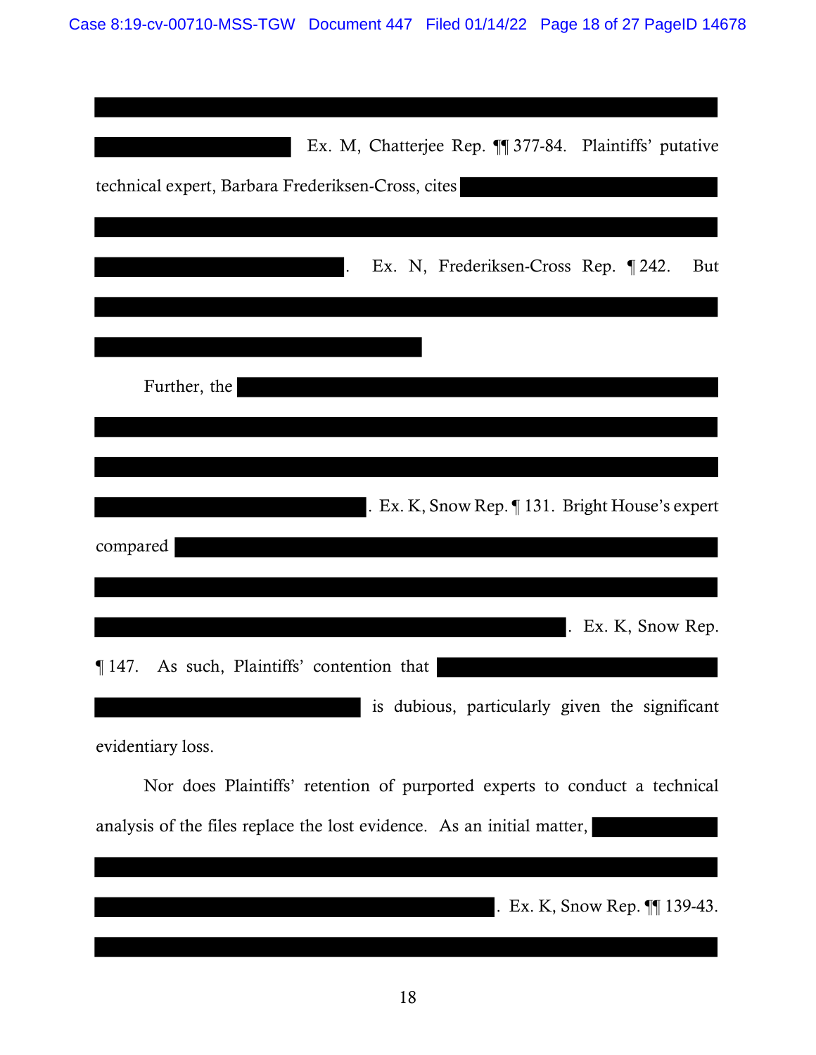Ex. M, Chatterjee Rep. ¶¶ 377-84. Plaintiffs' putative technical expert, Barbara Frederiksen-Cross, cites . Ex. N, Frederiksen-Cross Rep. ¶ 242. But

Further, the . Ex. K, Snow Rep. ¶ 131. Bright House's expert compared . Ex. K, Snow Rep. ¶ 147. As such, Plaintiffs' contention that is dubious, particularly given the significant evidentiary loss.

Nor does Plaintiffs' retention of purported experts to conduct a technical analysis of the files replace the lost evidence. As an initial matter, . Ex. K, Snow Rep. ¶¶ 139-43.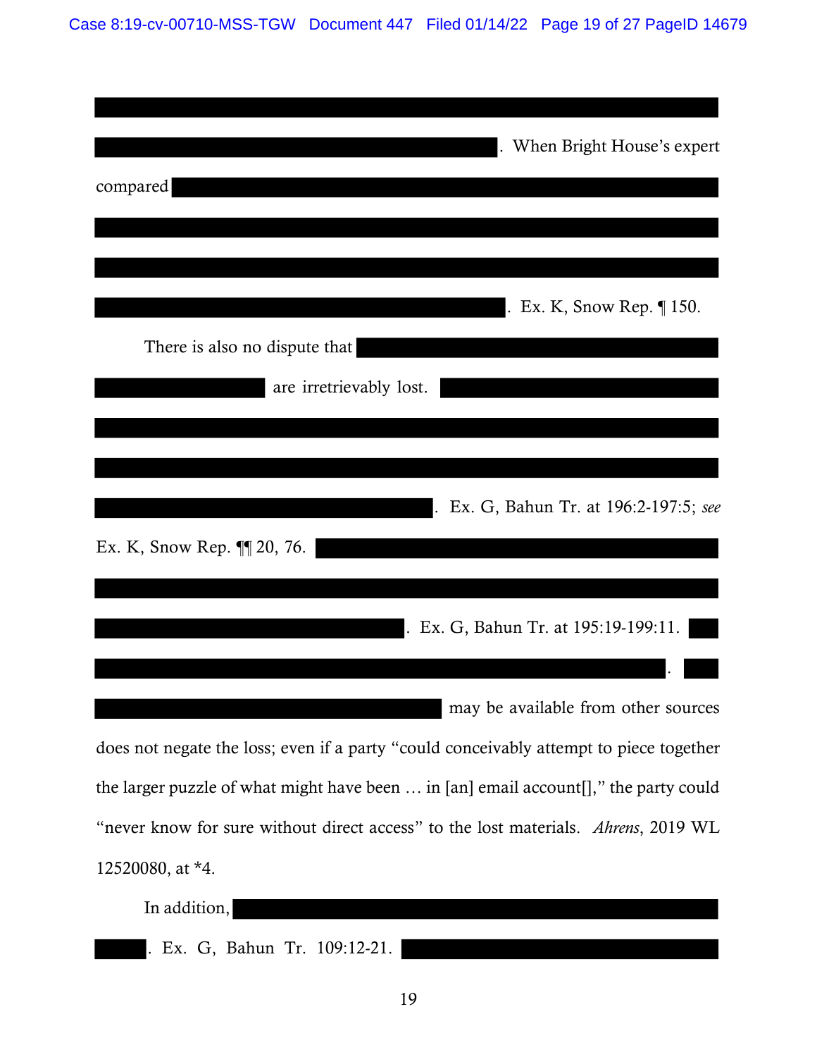[REDACTED] . When Bright House's expert compared [REDACTED] . Ex. K, Snow Rep. ¶ 150.

There is also no dispute that [REDACTED] are irretrievably lost. [REDACTED] . Ex. G, Bahun Tr. at 196:2-197:5; *see* Ex. K, Snow Rep. ¶¶ 20, 76. [REDACTED] . Ex. G, Bahun Tr. at 195:19-199:11. [REDACTED] . [REDACTED] may be available from other sources does not negate the loss; even if a party "could conceivably attempt to piece together the larger puzzle of what might have been … in [an] email account[]," the party could "never know for sure without direct access" to the lost materials. *Ahrens*, 2019 WL 12520080, at *4.

In addition, [REDACTED] . Ex. G, Bahun Tr. 109:12-21. [REDACTED]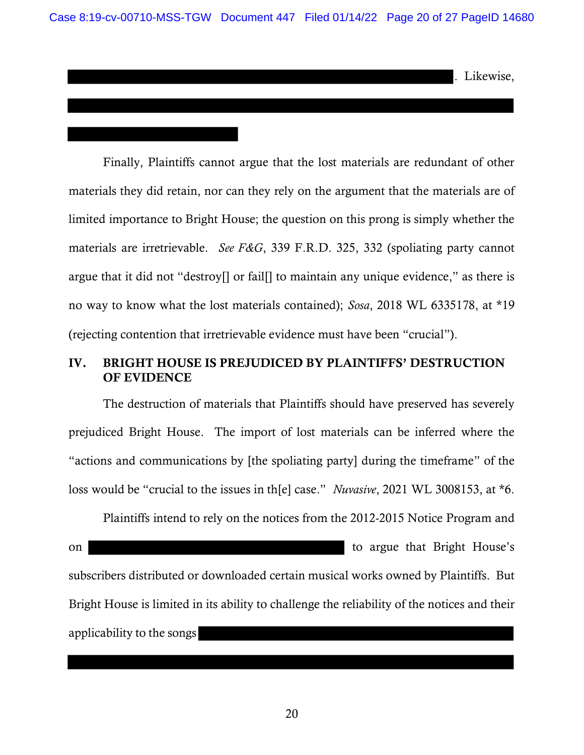. Likewise,

Finally, Plaintiffs cannot argue that the lost materials are redundant of other materials they did retain, nor can they rely on the argument that the materials are of limited importance to Bright House; the question on this prong is simply whether the materials are irretrievable. *See F&G*, 339 F.R.D. 325, 332 (spoliating party cannot argue that it did not "destroy[] or fail[] to maintain any unique evidence," as there is no way to know what the lost materials contained); *Sosa*, 2018 WL 6335178, at *19 (rejecting contention that irretrievable evidence must have been "crucial").

## IV. BRIGHT HOUSE IS PREJUDICED BY PLAINTIFFS' DESTRUCTION OF EVIDENCE

The destruction of materials that Plaintiffs should have preserved has severely prejudiced Bright House. The import of lost materials can be inferred where the "actions and communications by [the spoliating party] during the timeframe" of the loss would be "crucial to the issues in th[e] case." *Nuvasive*, 2021 WL 3008153, at *6.

Plaintiffs intend to rely on the notices from the 2012-2015 Notice Program and on [REDACTED] to argue that Bright House's subscribers distributed or downloaded certain musical works owned by Plaintiffs. But Bright House is limited in its ability to challenge the reliability of the notices and their applicability to the songs [REDACTED]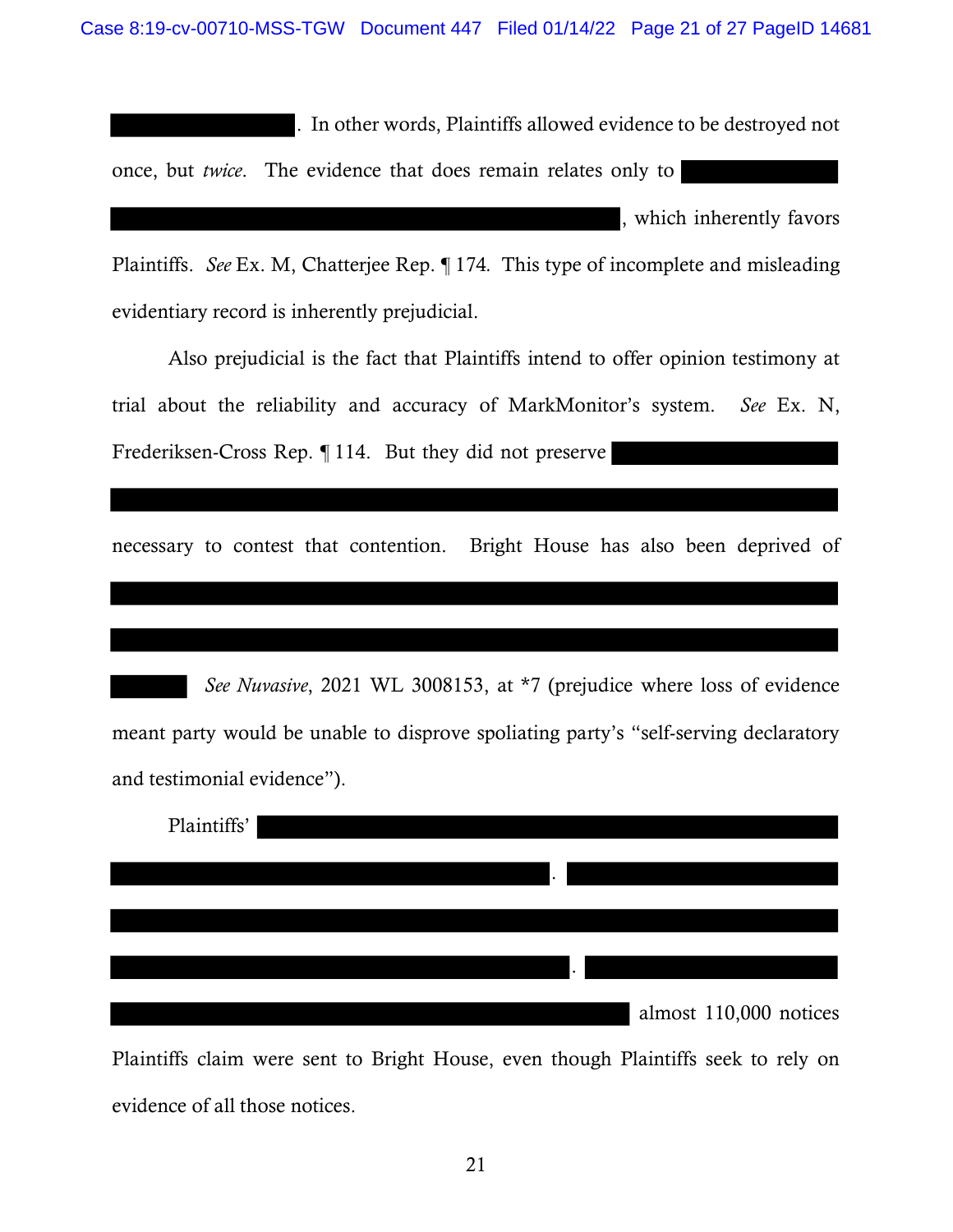. In other words, Plaintiffs allowed evidence to be destroyed not once, but *twice*. The evidence that does remain relates only to , which inherently favors Plaintiffs. *See* Ex. M, Chatterjee Rep. ¶ 174. This type of incomplete and misleading evidentiary record is inherently prejudicial.

Also prejudicial is the fact that Plaintiffs intend to offer opinion testimony at trial about the reliability and accuracy of MarkMonitor's system. *See* Ex. N, Frederiksen-Cross Rep. ¶ 114. But they did not preserve necessary to contest that contention. Bright House has also been deprived of *See Nuvasive*, 2021 WL 3008153, at *7 (prejudice where loss of evidence meant party would be unable to disprove spoliating party's "self-serving declaratory and testimonial evidence").

Plaintiffs' . . almost 110,000 notices Plaintiffs claim were sent to Bright House, even though Plaintiffs seek to rely on evidence of all those notices.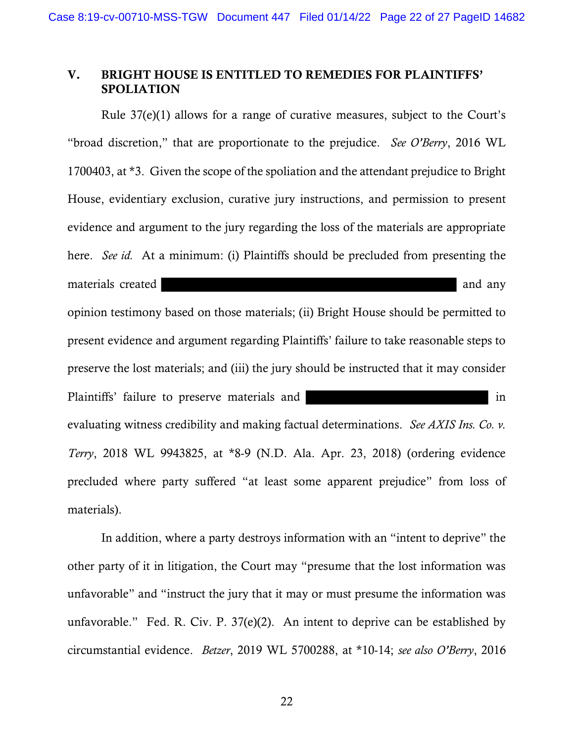## V. BRIGHT HOUSE IS ENTITLED TO REMEDIES FOR PLAINTIFFS' SPOLIATION

Rule 37(e)(1) allows for a range of curative measures, subject to the Court's "broad discretion," that are proportionate to the prejudice. *See O'Berry*, 2016 WL 1700403, at *3. Given the scope of the spoliation and the attendant prejudice to Bright House, evidentiary exclusion, curative jury instructions, and permission to present evidence and argument to the jury regarding the loss of the materials are appropriate here. *See id.* At a minimum: (i) Plaintiffs should be precluded from presenting the materials created [REDACTED] and any opinion testimony based on those materials; (ii) Bright House should be permitted to present evidence and argument regarding Plaintiffs' failure to take reasonable steps to preserve the lost materials; and (iii) the jury should be instructed that it may consider Plaintiffs' failure to preserve materials and [REDACTED] in evaluating witness credibility and making factual determinations. *See AXIS Ins. Co. v. Terry*, 2018 WL 9943825, at *8-9 (N.D. Ala. Apr. 23, 2018) (ordering evidence precluded where party suffered "at least some apparent prejudice" from loss of materials).

In addition, where a party destroys information with an "intent to deprive" the other party of it in litigation, the Court may "presume that the lost information was unfavorable" and "instruct the jury that it may or must presume the information was unfavorable." Fed. R. Civ. P. 37(e)(2). An intent to deprive can be established by circumstantial evidence. *Betzer*, 2019 WL 5700288, at *10-14; *see also O'Berry*, 2016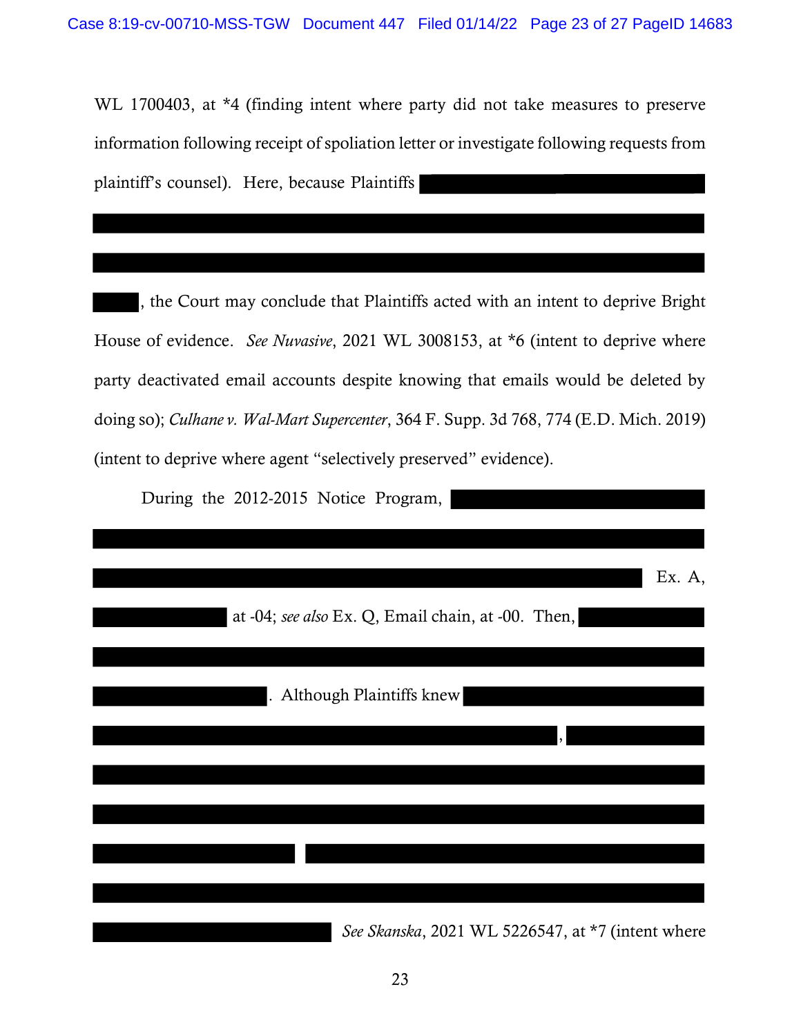WL 1700403, at *4 (finding intent where party did not take measures to preserve information following receipt of spoliation letter or investigate following requests from plaintiff's counsel). Here, because Plaintiffs [REDACTED], the Court may conclude that Plaintiffs acted with an intent to deprive Bright House of evidence. *See Nuvasive*, 2021 WL 3008153, at *6 (intent to deprive where party deactivated email accounts despite knowing that emails would be deleted by doing so); *Culhane v. Wal-Mart Supercenter*, 364 F. Supp. 3d 768, 774 (E.D. Mich. 2019) (intent to deprive where agent "selectively preserved" evidence).

During the 2012-2015 Notice Program, [REDACTED] Ex. A, [REDACTED] at -04; *see also* Ex. Q, Email chain, at -00. Then, [REDACTED]. Although Plaintiffs knew [REDACTED], [REDACTED] *See Skanska*, 2021 WL 5226547, at *7 (intent where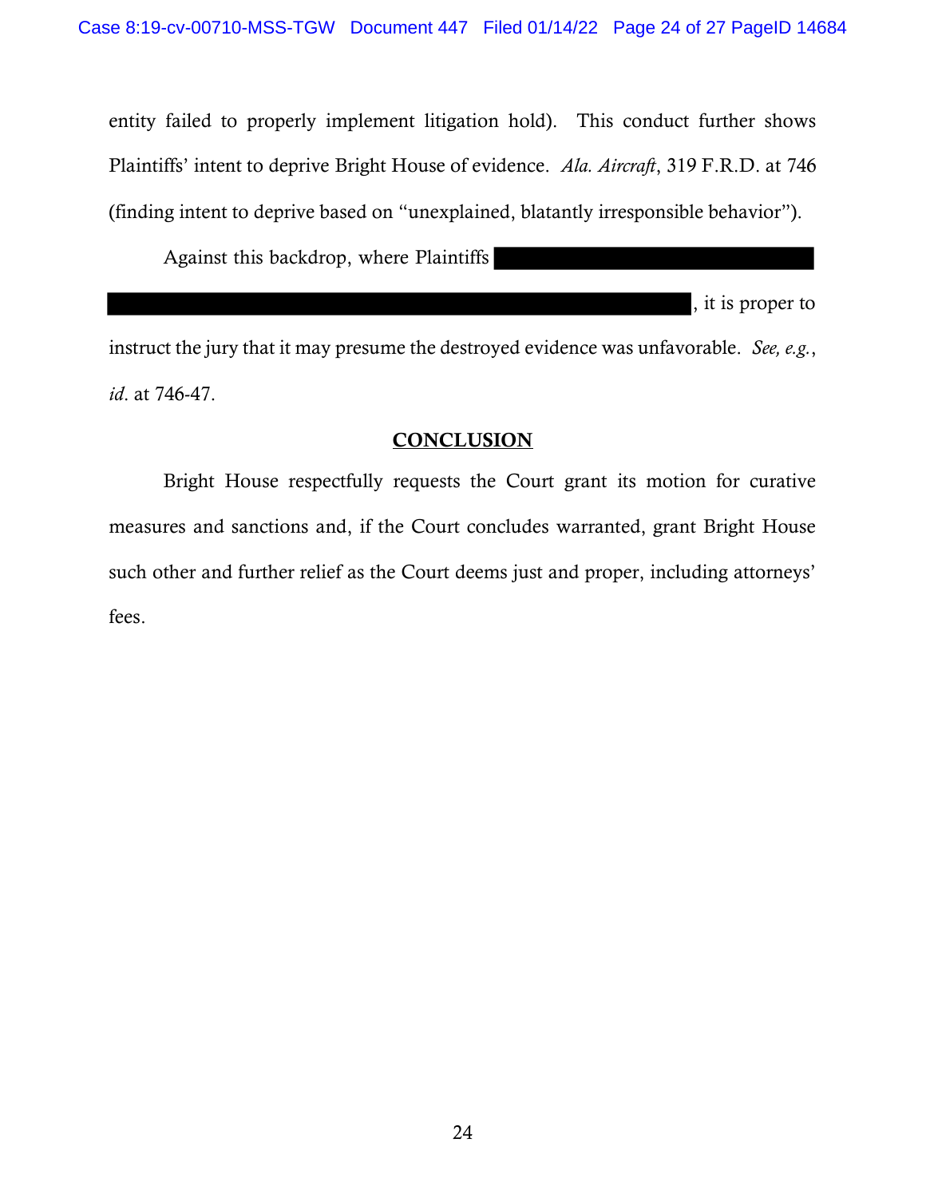entity failed to properly implement litigation hold). This conduct further shows Plaintiffs' intent to deprive Bright House of evidence. *Ala. Aircraft*, 319 F.R.D. at 746 (finding intent to deprive based on "unexplained, blatantly irresponsible behavior").

Against this backdrop, where Plaintiffs [REDACTED] [REDACTED], it is proper to instruct the jury that it may presume the destroyed evidence was unfavorable. *See, e.g.*, *id*. at 746-47.

## **CONCLUSION**

Bright House respectfully requests the Court grant its motion for curative measures and sanctions and, if the Court concludes warranted, grant Bright House such other and further relief as the Court deems just and proper, including attorneys' fees.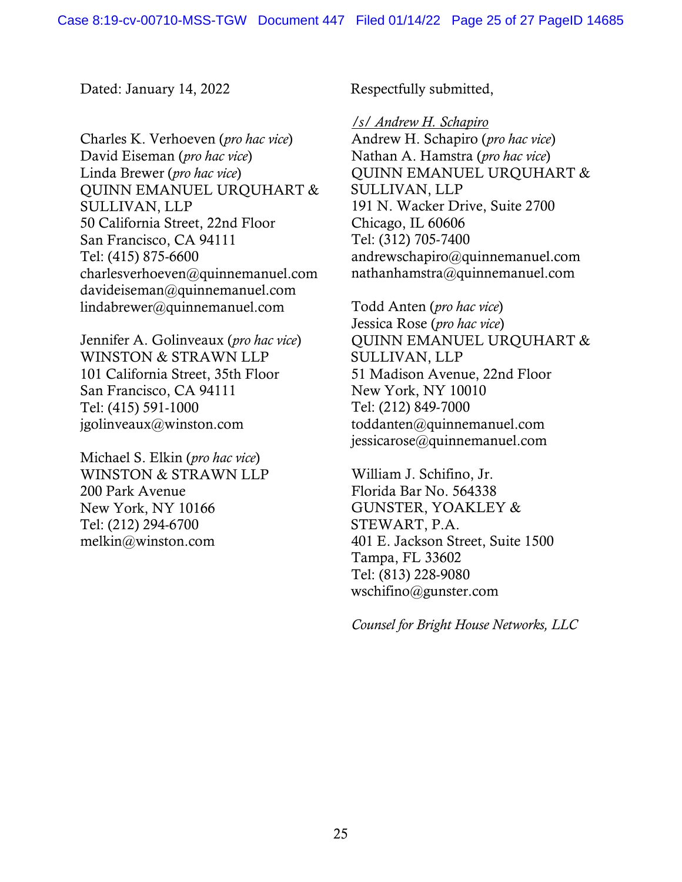Dated: January 14, 2022

Respectfully submitted,

/s/ Andrew H. Schapiro
Andrew H. Schapiro (*pro hac vice*)
Nathan A. Hamstra (*pro hac vice*)
QUINN EMANUEL URQUHART & SULLIVAN, LLP
191 N. Wacker Drive, Suite 2700
Chicago, IL 60606
Tel: (312) 705-7400
andrewschapiro@quinnemanuel.com
nathanhamstra@quinnemanuel.com

Charles K. Verhoeven (*pro hac vice*)
David Eiseman (*pro hac vice*)
Linda Brewer (*pro hac vice*)
QUINN EMANUEL URQUHART & SULLIVAN, LLP
50 California Street, 22nd Floor
San Francisco, CA 94111
Tel: (415) 875-6600
charlesverhoeven@quinnemanuel.com
davideiseman@quinnemanuel.com
lindabrewer@quinnemanuel.com

Todd Anten (*pro hac vice*)
Jessica Rose (*pro hac vice*)
QUINN EMANUEL URQUHART & SULLIVAN, LLP
51 Madison Avenue, 22nd Floor
New York, NY 10010
Tel: (212) 849-7000
toddanten@quinnemanuel.com
jessicarose@quinnemanuel.com

Jennifer A. Golinveaux (*pro hac vice*)
WINSTON & STRAWN LLP
101 California Street, 35th Floor
San Francisco, CA 94111
Tel: (415) 591-1000
jgolinveaux@winston.com

Michael S. Elkin (*pro hac vice*)
WINSTON & STRAWN LLP
200 Park Avenue
New York, NY 10166
Tel: (212) 294-6700
melkin@winston.com

William J. Schifino, Jr.
Florida Bar No. 564338
GUNSTER, YOAKLEY & STEWART, P.A.
401 E. Jackson Street, Suite 1500
Tampa, FL 33602
Tel: (813) 228-9080
wschifino@gunster.com

*Counsel for Bright House Networks, LLC*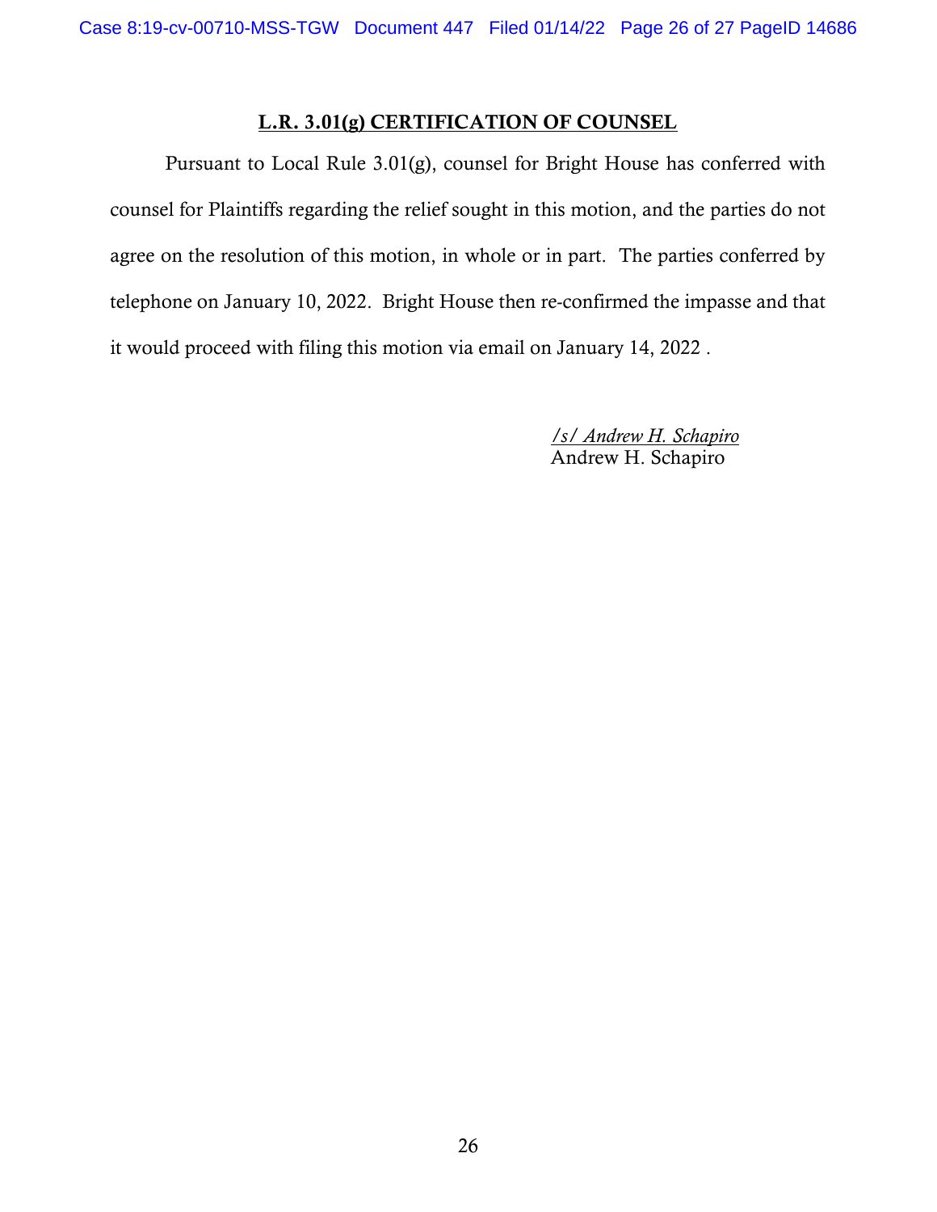## L.R. 3.01(g) CERTIFICATION OF COUNSEL

Pursuant to Local Rule 3.01(g), counsel for Bright House has conferred with counsel for Plaintiffs regarding the relief sought in this motion, and the parties do not agree on the resolution of this motion, in whole or in part. The parties conferred by telephone on January 10, 2022. Bright House then re-confirmed the impasse and that it would proceed with filing this motion via email on January 14, 2022 .

*/s/ Andrew H. Schapiro*
Andrew H. Schapiro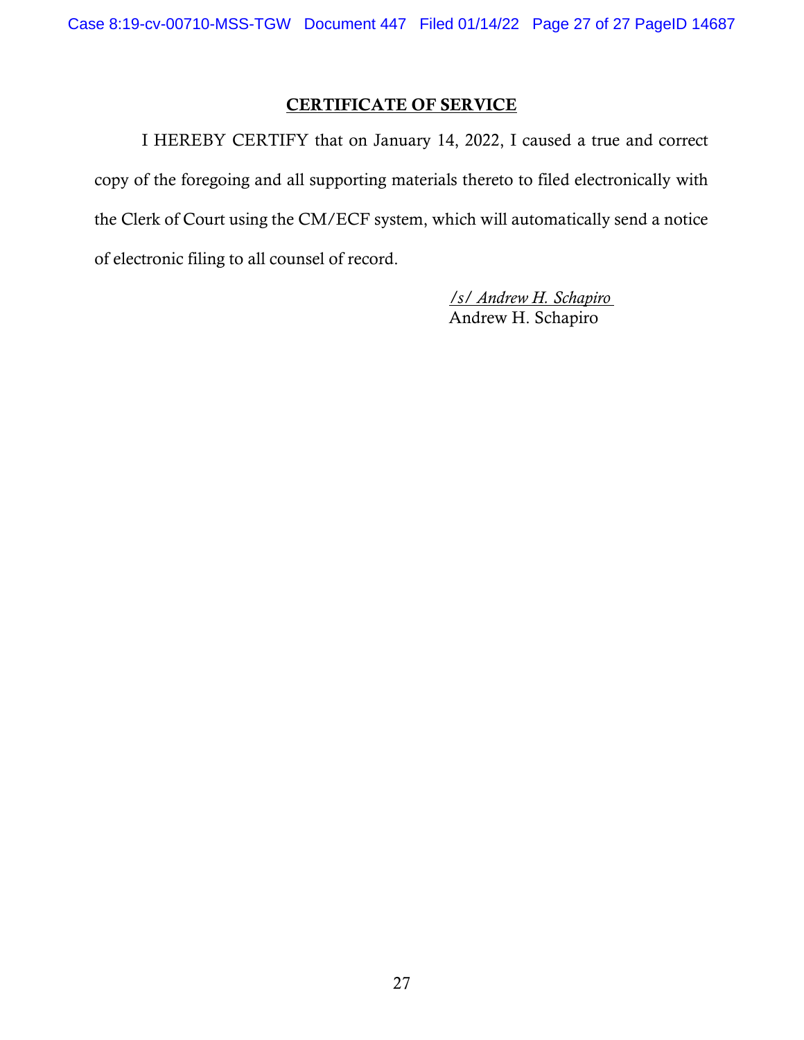## CERTIFICATE OF SERVICE

I HEREBY CERTIFY that on January 14, 2022, I caused a true and correct copy of the foregoing and all supporting materials thereto to filed electronically with the Clerk of Court using the CM/ECF system, which will automatically send a notice of electronic filing to all counsel of record.

*/s/ Andrew H. Schapiro*
Andrew H. Schapiro